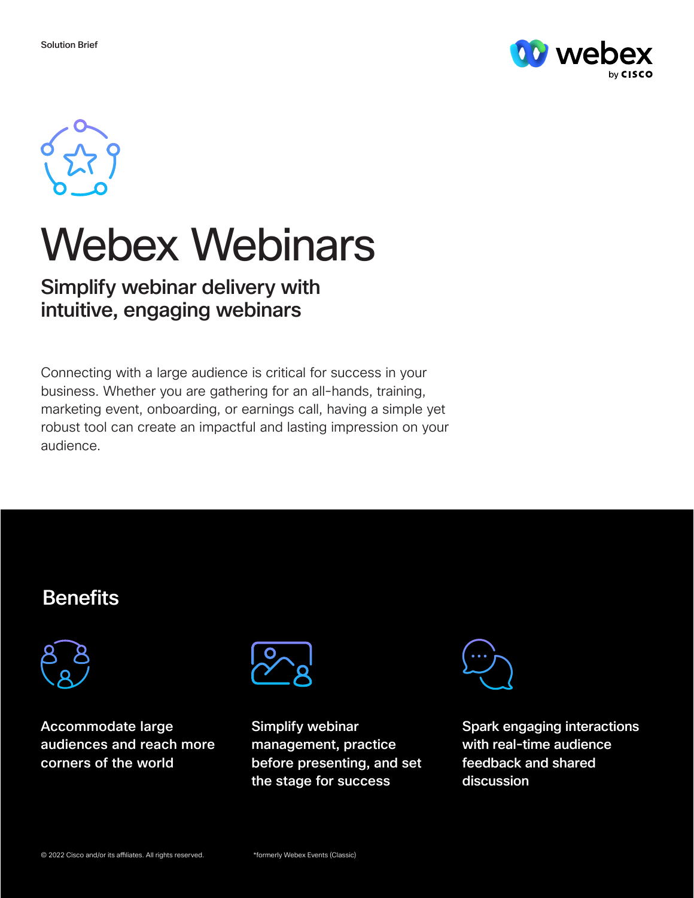Solution Brief

# Webex Webinars

## Simplify webinar delivery with intuitive, engaging webinars

Connecting with a large audience is critical for success in your business. Whether you are gathering for an all-hands, training, marketing event, onboarding, or earnings call, having a simple yet robust tool can create an impactful and lasting impression on your audience.

## Benefits

**Accommodate large audiences and reach more corners of the world**

**Simplify webinar management, practice before presenting, and set the stage for success**

**Spark engaging interactions with real-time audience feedback and shared discussion**

© 2022 Cisco and/or its affiliates. All rights reserved.

*formerly Webex Events (Classic)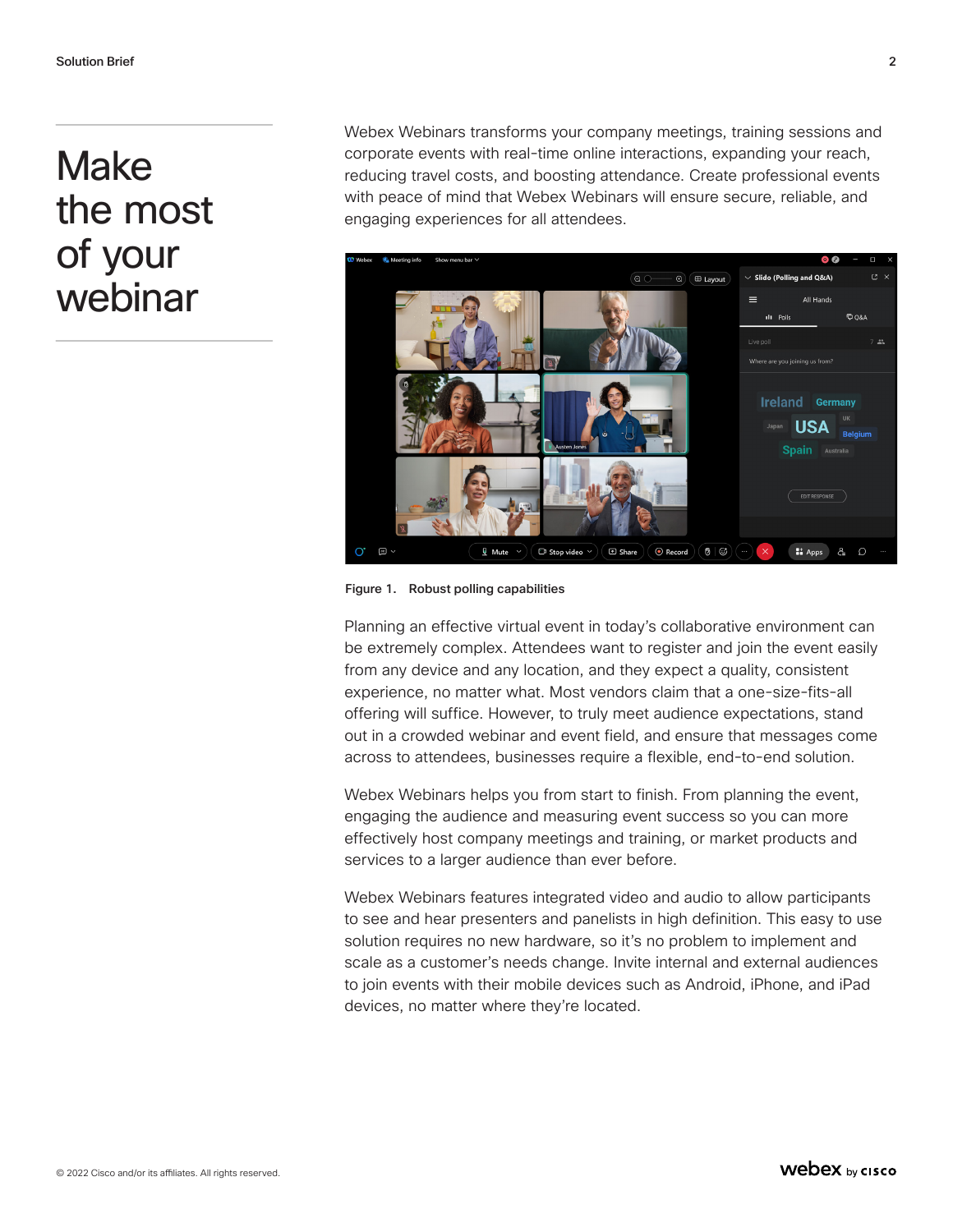# Make the most of your webinar

Webex Webinars transforms your company meetings, training sessions and corporate events with real-time online interactions, expanding your reach, reducing travel costs, and boosting attendance. Create professional events with peace of mind that Webex Webinars will ensure secure, reliable, and engaging experiences for all attendees.

**Figure 1.** **Robust polling capabilities**

Planning an effective virtual event in today's collaborative environment can be extremely complex. Attendees want to register and join the event easily from any device and any location, and they expect a quality, consistent experience, no matter what. Most vendors claim that a one-size-fits-all offering will suffice. However, to truly meet audience expectations, stand out in a crowded webinar and event field, and ensure that messages come across to attendees, businesses require a flexible, end-to-end solution.

Webex Webinars helps you from start to finish. From planning the event, engaging the audience and measuring event success so you can more effectively host company meetings and training, or market products and services to a larger audience than ever before.

Webex Webinars features integrated video and audio to allow participants to see and hear presenters and panelists in high definition. This easy to use solution requires no new hardware, so it's no problem to implement and scale as a customer's needs change. Invite internal and external audiences to join events with their mobile devices such as Android, iPhone, and iPad devices, no matter where they're located.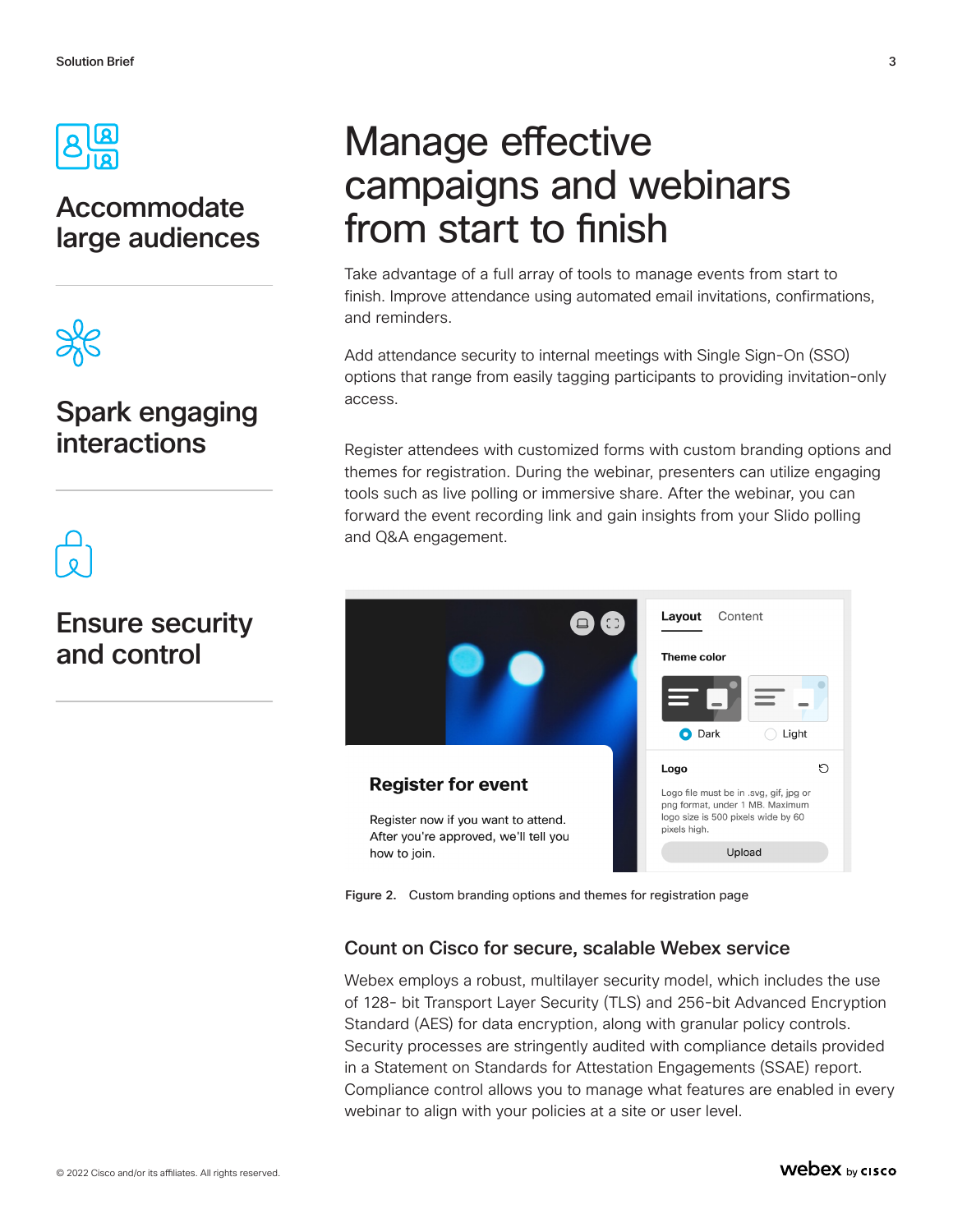## Accommodate large audiences

## Spark engaging interactions

## Ensure security and control

# Manage effective campaigns and webinars from start to finish

Take advantage of a full array of tools to manage events from start to finish. Improve attendance using automated email invitations, confirmations, and reminders.

Add attendance security to internal meetings with Single Sign-On (SSO) options that range from easily tagging participants to providing invitation-only access.

Register attendees with customized forms with custom branding options and themes for registration. During the webinar, presenters can utilize engaging tools such as live polling or immersive share. After the webinar, you can forward the event recording link and gain insights from your Slido polling and Q&A engagement.

Figure 2. Custom branding options and themes for registration page

### Count on Cisco for secure, scalable Webex service

Webex employs a robust, multilayer security model, which includes the use of 128- bit Transport Layer Security (TLS) and 256-bit Advanced Encryption Standard (AES) for data encryption, along with granular policy controls. Security processes are stringently audited with compliance details provided in a Statement on Standards for Attestation Engagements (SSAE) report. Compliance control allows you to manage what features are enabled in every webinar to align with your policies at a site or user level.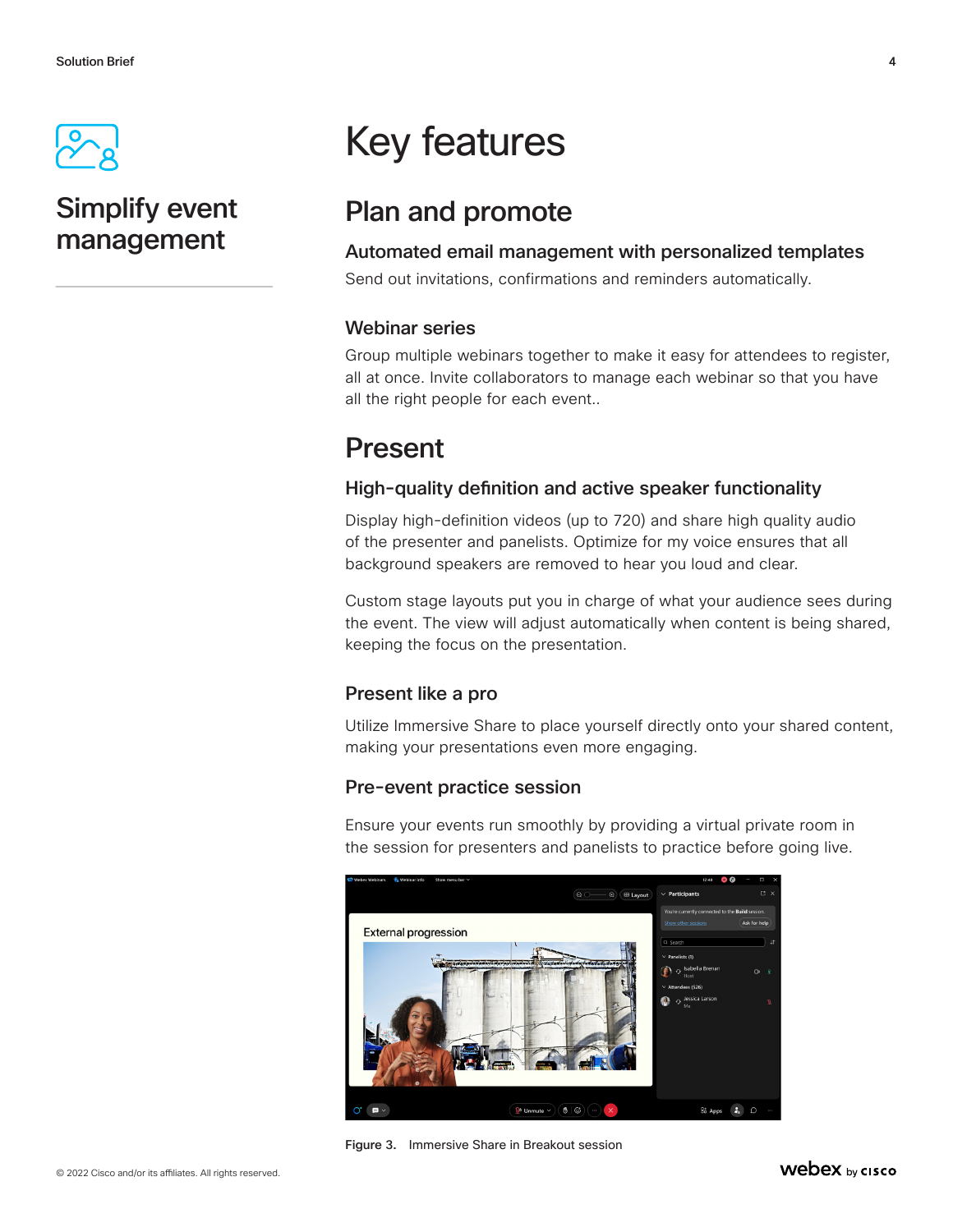## Simplify event management

# Key features

## Plan and promote

### Automated email management with personalized templates

Send out invitations, confirmations and reminders automatically.

### Webinar series

Group multiple webinars together to make it easy for attendees to register, all at once. Invite collaborators to manage each webinar so that you have all the right people for each event..

## Present

### High-quality definition and active speaker functionality

Display high-definition videos (up to 720) and share high quality audio of the presenter and panelists. Optimize for my voice ensures that all background speakers are removed to hear you loud and clear.

Custom stage layouts put you in charge of what your audience sees during the event. The view will adjust automatically when content is being shared, keeping the focus on the presentation.

### Present like a pro

Utilize Immersive Share to place yourself directly onto your shared content, making your presentations even more engaging.

### Pre-event practice session

Ensure your events run smoothly by providing a virtual private room in the session for presenters and panelists to practice before going live.

**Figure 3.** Immersive Share in Breakout session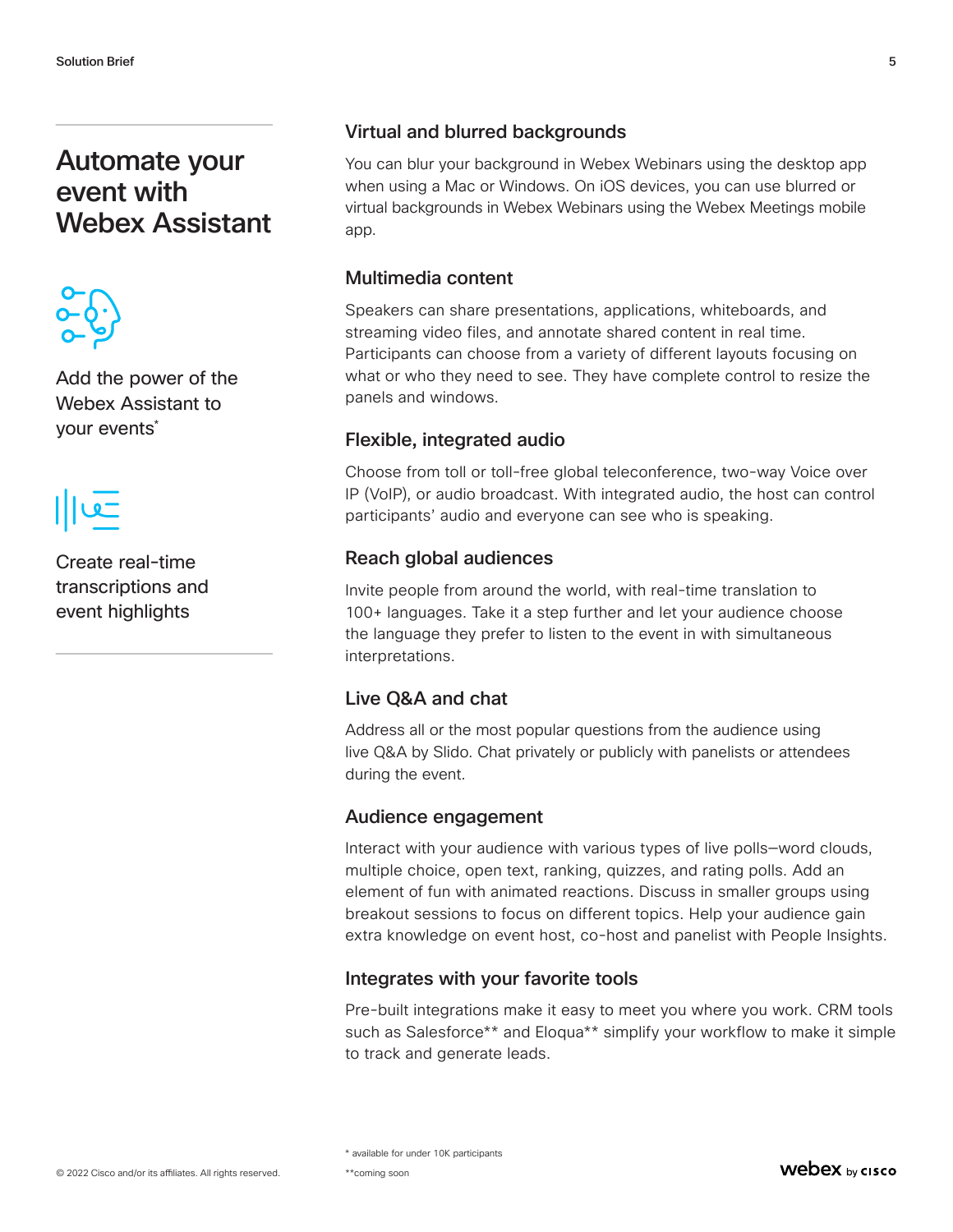## Automate your event with Webex Assistant

Add the power of the Webex Assistant to your events*

Create real-time transcriptions and event highlights

### Virtual and blurred backgrounds

You can blur your background in Webex Webinars using the desktop app when using a Mac or Windows. On iOS devices, you can use blurred or virtual backgrounds in Webex Webinars using the Webex Meetings mobile app.

### Multimedia content

Speakers can share presentations, applications, whiteboards, and streaming video files, and annotate shared content in real time. Participants can choose from a variety of different layouts focusing on what or who they need to see. They have complete control to resize the panels and windows.

### Flexible, integrated audio

Choose from toll or toll-free global teleconference, two-way Voice over IP (VoIP), or audio broadcast. With integrated audio, the host can control participants' audio and everyone can see who is speaking.

### Reach global audiences

Invite people from around the world, with real-time translation to 100+ languages. Take it a step further and let your audience choose the language they prefer to listen to the event in with simultaneous interpretations.

### Live Q&A and chat

Address all or the most popular questions from the audience using live Q&A by Slido. Chat privately or publicly with panelists or attendees during the event.

### Audience engagement

Interact with your audience with various types of live polls—word clouds, multiple choice, open text, ranking, quizzes, and rating polls. Add an element of fun with animated reactions. Discuss in smaller groups using breakout sessions to focus on different topics. Help your audience gain extra knowledge on event host, co-host and panelist with People Insights.

### Integrates with your favorite tools

Pre-built integrations make it easy to meet you where you work. CRM tools such as Salesforce** and Eloqua** simplify your workflow to make it simple to track and generate leads.

* available for under 10K participants

**coming soon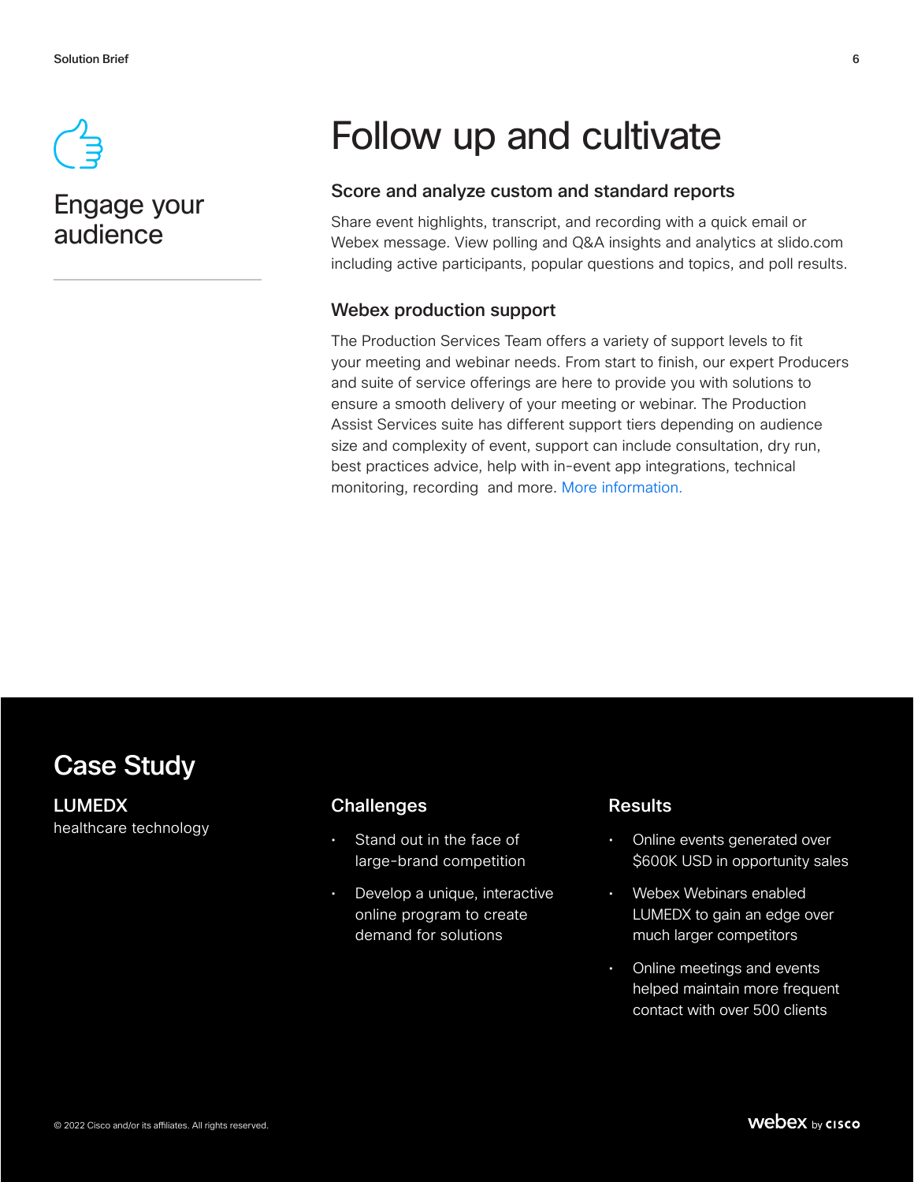## Engage your audience

# Follow up and cultivate

### Score and analyze custom and standard reports

Share event highlights, transcript, and recording with a quick email or Webex message. View polling and Q&A insights and analytics at slido.com including active participants, popular questions and topics, and poll results.

### Webex production support

The Production Services Team offers a variety of support levels to fit your meeting and webinar needs. From start to finish, our expert Producers and suite of service offerings are here to provide you with solutions to ensure a smooth delivery of your meeting or webinar. The Production Assist Services suite has different support tiers depending on audience size and complexity of event, support can include consultation, dry run, best practices advice, help with in-event app integrations, technical monitoring, recording and more. More information.

## Case Study

**LUMEDX**
healthcare technology

### Challenges

- Stand out in the face of large-brand competition
- Develop a unique, interactive online program to create demand for solutions

### Results

- Online events generated over $600K USD in opportunity sales
- Webex Webinars enabled LUMEDX to gain an edge over much larger competitors
- Online meetings and events helped maintain more frequent contact with over 500 clients

© 2022 Cisco and/or its affiliates. All rights reserved.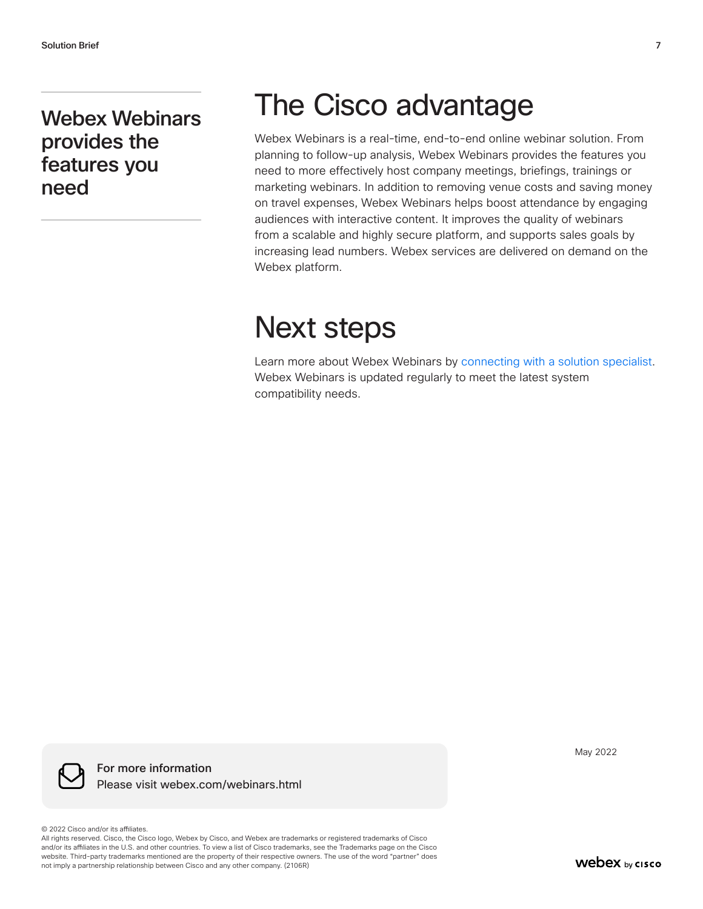## Webex Webinars provides the features you need

# The Cisco advantage

Webex Webinars is a real-time, end-to-end online webinar solution. From planning to follow-up analysis, Webex Webinars provides the features you need to more effectively host company meetings, briefings, trainings or marketing webinars. In addition to removing venue costs and saving money on travel expenses, Webex Webinars helps boost attendance by engaging audiences with interactive content. It improves the quality of webinars from a scalable and highly secure platform, and supports sales goals by increasing lead numbers. Webex services are delivered on demand on the Webex platform.

# Next steps

Learn more about Webex Webinars by connecting with a solution specialist. Webex Webinars is updated regularly to meet the latest system compatibility needs.

**For more information**
Please visit webex.com/webinars.html

May 2022

© 2022 Cisco and/or its affiliates.
All rights reserved. Cisco, the Cisco logo, Webex by Cisco, and Webex are trademarks or registered trademarks of Cisco and/or its affiliates in the U.S. and other countries. To view a list of Cisco trademarks, see the Trademarks page on the Cisco website. Third-party trademarks mentioned are the property of their respective owners. The use of the word "partner" does not imply a partnership relationship between Cisco and any other company. (2106R)

webex by cisco